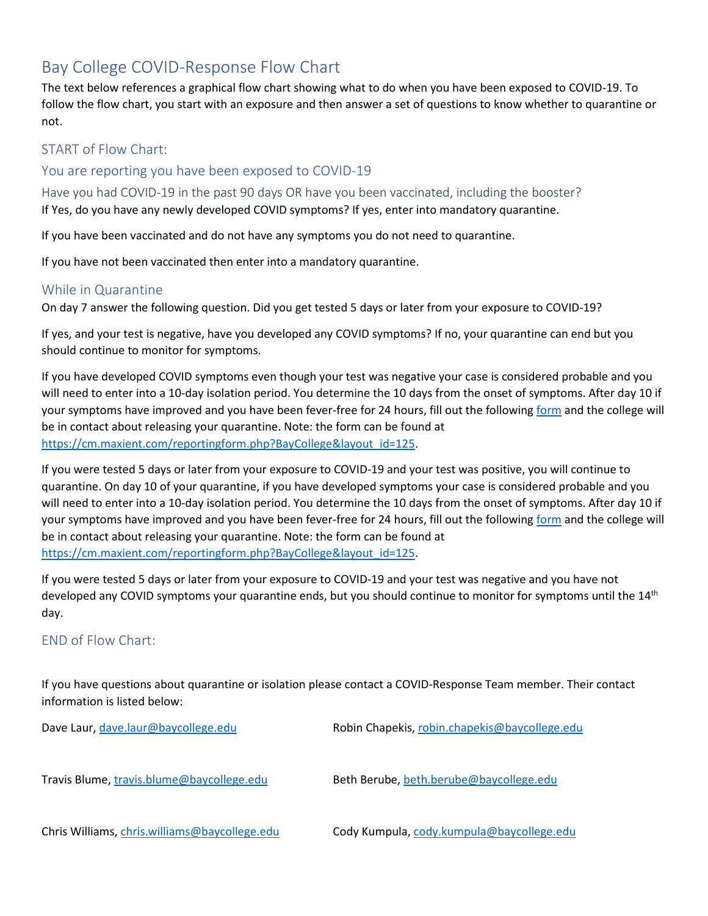# Bay College COVID-Response Flow Chart

The text below references a graphical flow chart showing what to do when you have been exposed to COVID-19. To follow the flow chart, you start with an exposure and then answer a set of questions to know whether to quarantine or not.

## START of Flow Chart:

## You are reporting you have been exposed to COVID-19

### Have you had COVID-19 in the past 90 days OR have you been vaccinated, including the booster?

If Yes, do you have any newly developed COVID symptoms? If yes, enter into mandatory quarantine.

If you have been vaccinated and do not have any symptoms you do not need to quarantine.

If you have not been vaccinated then enter into a mandatory quarantine.

## While in Quarantine

On day 7 answer the following question. Did you get tested 5 days or later from your exposure to COVID-19?

If yes, and your test is negative, have you developed any COVID symptoms? If no, your quarantine can end but you should continue to monitor for symptoms.

If you have developed COVID symptoms even though your test was negative your case is considered probable and you will need to enter into a 10-day isolation period. You determine the 10 days from the onset of symptoms. After day 10 if your symptoms have improved and you have been fever-free for 24 hours, fill out the following [form](https://cm.maxient.com/reportingform.php?BayCollege&layout_id=125) and the college will be in contact about releasing your quarantine. Note: the form can be found at https://cm.maxient.com/reportingform.php?BayCollege&layout_id=125.

If you were tested 5 days or later from your exposure to COVID-19 and your test was positive, you will continue to quarantine. On day 10 of your quarantine, if you have developed symptoms your case is considered probable and you will need to enter into a 10-day isolation period. You determine the 10 days from the onset of symptoms. After day 10 if your symptoms have improved and you have been fever-free for 24 hours, fill out the following [form](https://cm.maxient.com/reportingform.php?BayCollege&layout_id=125) and the college will be in contact about releasing your quarantine. Note: the form can be found at https://cm.maxient.com/reportingform.php?BayCollege&layout_id=125.

If you were tested 5 days or later from your exposure to COVID-19 and your test was negative and you have not developed any COVID symptoms your quarantine ends, but you should continue to monitor for symptoms until the 14th day.

## END of Flow Chart:

If you have questions about quarantine or isolation please contact a COVID-Response Team member. Their contact information is listed below:

Dave Laur, dave.laur@baycollege.edu

Robin Chapekis, robin.chapekis@baycollege.edu

Travis Blume, travis.blume@baycollege.edu

Beth Berube, beth.berube@baycollege.edu

Chris Williams, chris.williams@baycollege.edu

Cody Kumpula, cody.kumpula@baycollege.edu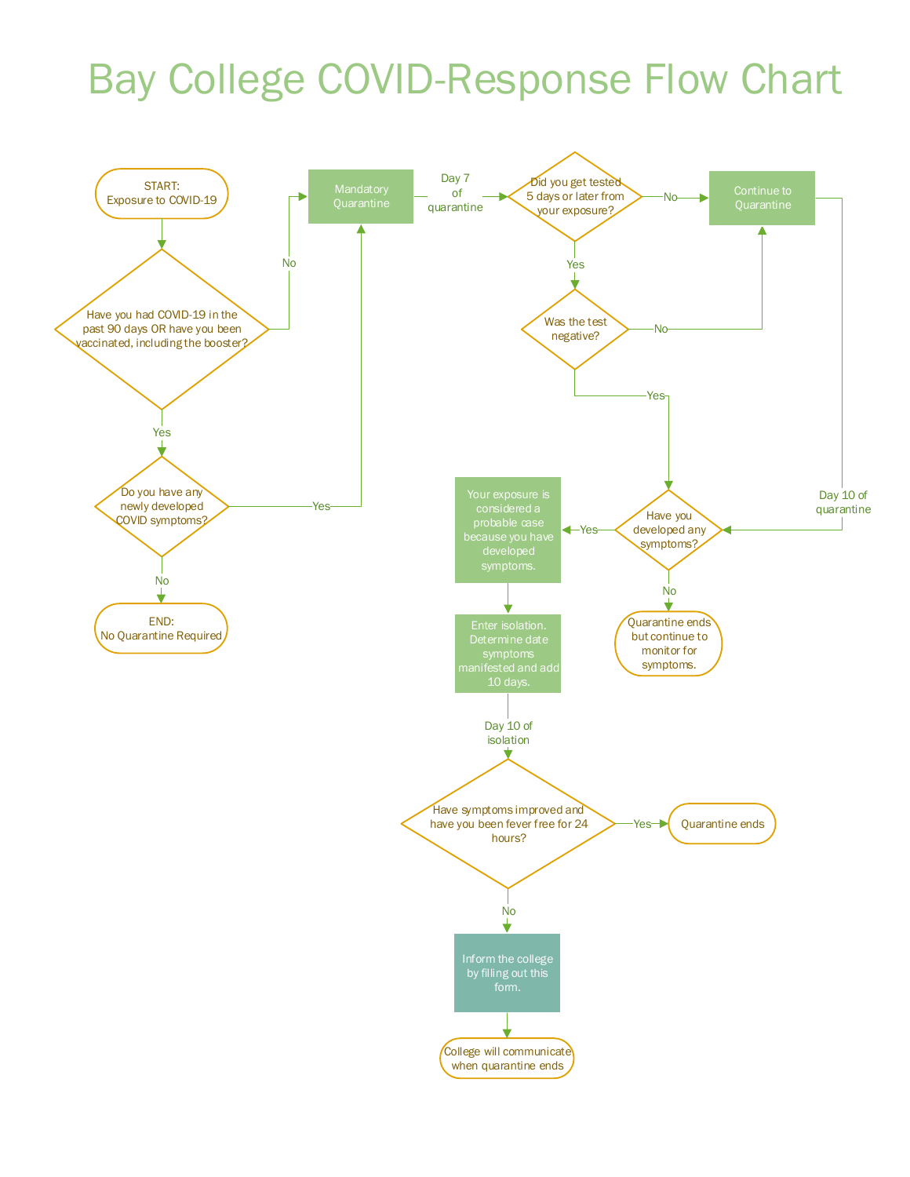# Bay College COVID-Response Flow Chart

START:
Exposure to COVID-19

Have you had COVID-19 in the past 90 days OR have you been vaccinated, including the booster?

No

Yes

Do you have any newly developed COVID symptoms?

Yes

No

END:
No Quarantine Required

Mandatory Quarantine

Day 7 of quarantine

Did you get tested 5 days or later from your exposure?

No

Continue to Quarantine

Yes

Was the test negative?

No

Yes

Day 10 of quarantine

Have you developed any symptoms?

Yes

Your exposure is considered a probable case because you have developed symptoms.

No

Quarantine ends but continue to monitor for symptoms.

Enter isolation. Determine date symptoms manifested and add 10 days.

Day 10 of isolation

Have symptoms improved and have you been fever free for 24 hours?

Yes

Quarantine ends

No

Inform the college by filling out this form.

College will communicate when quarantine ends